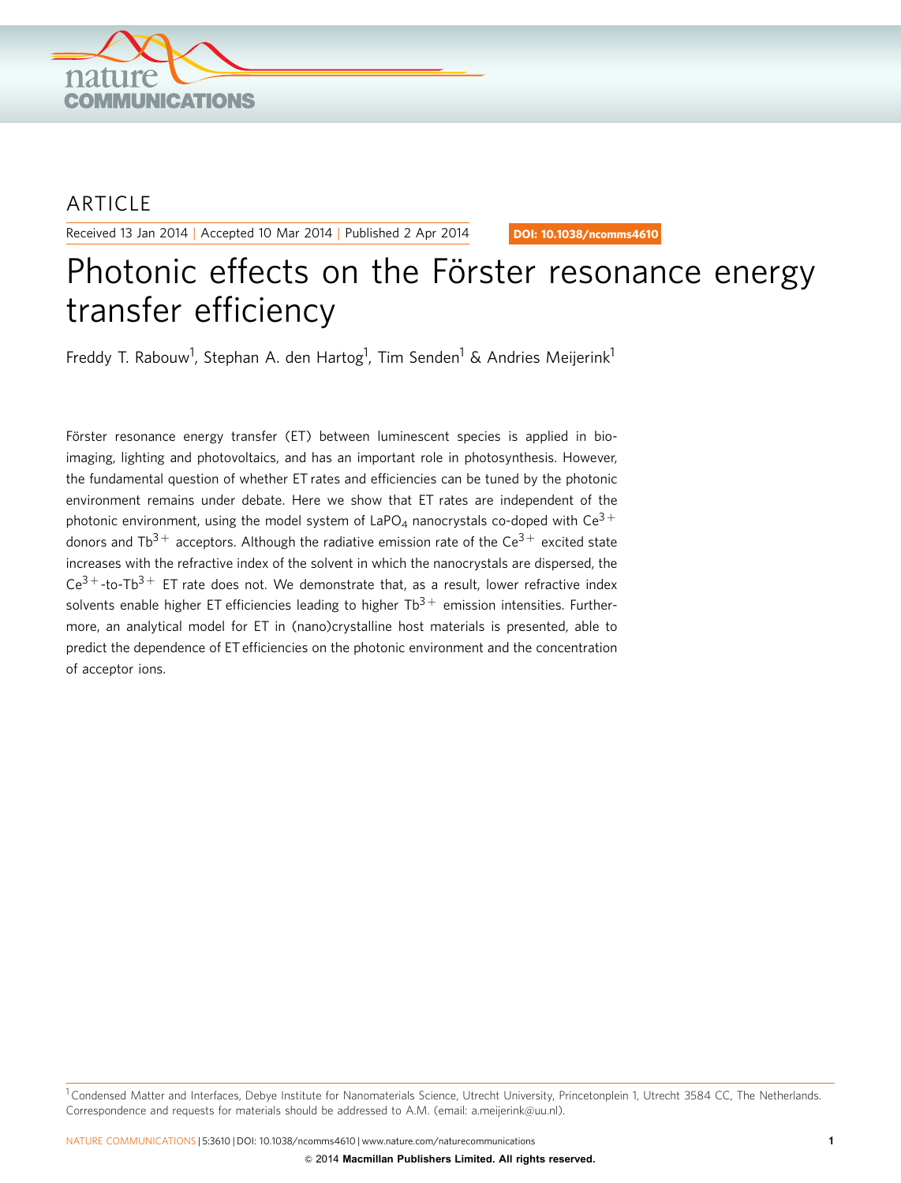ARTICLE

Received 13 Jan 2014 | Accepted 10 Mar 2014 | Published 2 Apr 2014

DOI: 10.1038/ncomms4610

# Photonic effects on the Förster resonance energy transfer efficiency

Freddy T. Rabouw[1], Stephan A. den Hartog[1], Tim Senden[1] & Andries Meijerink[1]

Förster resonance energy transfer (ET) between luminescent species is applied in bio-imaging, lighting and photovoltaics, and has an important role in photosynthesis. However, the fundamental question of whether ET rates and efficiencies can be tuned by the photonic environment remains under debate. Here we show that ET rates are independent of the photonic environment, using the model system of $LaPO_4$ nanocrystals co-doped with $Ce^{3+}$ donors and $Tb^{3+}$ acceptors. Although the radiative emission rate of the $Ce^{3+}$ excited state increases with the refractive index of the solvent in which the nanocrystals are dispersed, the $Ce^{3+}$-to-$Tb^{3+}$ ET rate does not. We demonstrate that, as a result, lower refractive index solvents enable higher ET efficiencies leading to higher $Tb^{3+}$ emission intensities. Furthermore, an analytical model for ET in (nano)crystalline host materials is presented, able to predict the dependence of ET efficiencies on the photonic environment and the concentration of acceptor ions.

[1] Condensed Matter and Interfaces, Debye Institute for Nanomaterials Science, Utrecht University, Princetonplein 1, Utrecht 3584 CC, The Netherlands. Correspondence and requests for materials should be addressed to A.M. (email: a.meijerink@uu.nl).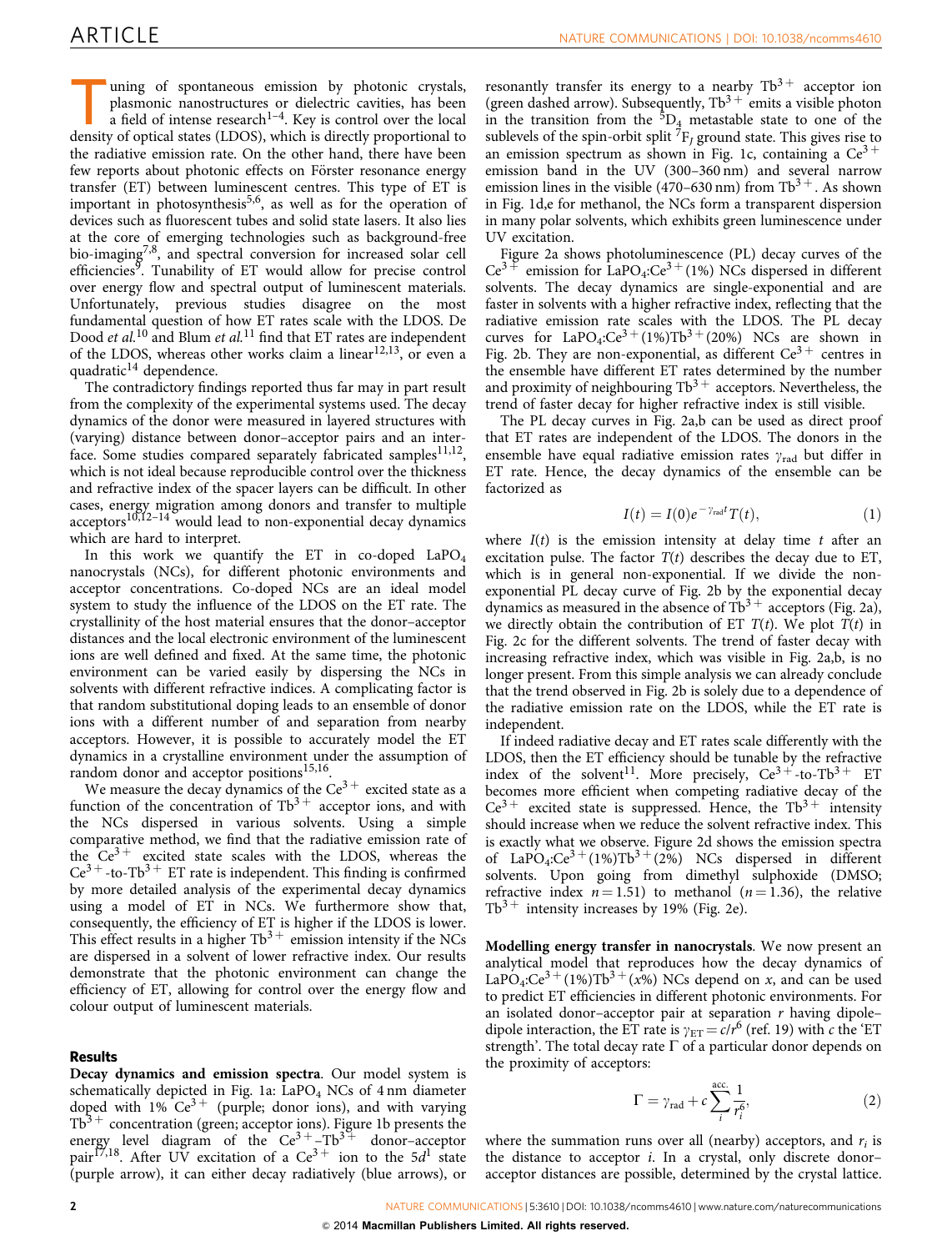Tuning of spontaneous emission by photonic crystals, plasmonic nanostructures or dielectric cavities, has been a field of intense research[1–4]. Key is control over the local density of optical states (LDOS), which is directly proportional to the radiative emission rate. On the other hand, there have been few reports about photonic effects on Förster resonance energy transfer (ET) between luminescent centres. This type of ET is important in photosynthesis[5,6], as well as for the operation of devices such as fluorescent tubes and solid state lasers. It also lies at the core of emerging technologies such as background-free bio-imaging[7,8], and spectral conversion for increased solar cell efficiencies[9]. Tunability of ET would allow for precise control over energy flow and spectral output of luminescent materials. Unfortunately, previous studies disagree on the most fundamental question of how ET rates scale with the LDOS. De Dood *et al.*[10] and Blum *et al.*[11] find that ET rates are independent of the LDOS, whereas other works claim a linear[12,13], or even a quadratic[14] dependence.

The contradictory findings reported thus far may in part result from the complexity of the experimental systems used. The decay dynamics of the donor were measured in layered structures with (varying) distance between donor–acceptor pairs and an interface. Some studies compared separately fabricated samples[11,12], which is not ideal because reproducible control over the thickness and refractive index of the spacer layers can be difficult. In other cases, energy migration among donors and transfer to multiple acceptors[10,12–14] would lead to non-exponential decay dynamics which are hard to interpret.

In this work we quantify the ET in co-doped $LaPO_4$ nanocrystals (NCs), for different photonic environments and acceptor concentrations. Co-doped NCs are an ideal model system to study the influence of the LDOS on the ET rate. The crystallinity of the host material ensures that the donor–acceptor distances and the local electronic environment of the luminescent ions are well defined and fixed. At the same time, the photonic environment can be varied easily by dispersing the NCs in solvents with different refractive indices. A complicating factor is that random substitutional doping leads to an ensemble of donor ions with a different number of and separation from nearby acceptors. However, it is possible to accurately model the ET dynamics in a crystalline environment under the assumption of random donor and acceptor positions[15,16].

We measure the decay dynamics of the $Ce^{3+}$ excited state as a function of the concentration of $Tb^{3+}$ acceptor ions, and with the NCs dispersed in various solvents. Using a simple comparative method, we find that the radiative emission rate of the $Ce^{3+}$ excited state scales with the LDOS, whereas the $Ce^{3+}$-to-$Tb^{3+}$ ET rate is independent. This finding is confirmed by more detailed analysis of the experimental decay dynamics using a model of ET in NCs. We furthermore show that, consequently, the efficiency of ET is higher if the LDOS is lower. This effect results in a higher $Tb^{3+}$ emission intensity if the NCs are dispersed in a solvent of lower refractive index. Our results demonstrate that the photonic environment can change the efficiency of ET, allowing for control over the energy flow and colour output of luminescent materials.

## Results

**Decay dynamics and emission spectra**. Our model system is schematically depicted in Fig. 1a: $LaPO_4$ NCs of 4 nm diameter doped with 1% $Ce^{3+}$ (purple; donor ions), and with varying $Tb^{3+}$ concentration (green; acceptor ions). Figure 1b presents the energy level diagram of the $Ce^{3+}$–$Tb^{3+}$ donor–acceptor pair[17,18]. After UV excitation of a $Ce^{3+}$ ion to the $5d^1$ state (purple arrow), it can either decay radiatively (blue arrows), or resonantly transfer its energy to a nearby $Tb^{3+}$ acceptor ion (green dashed arrow). Subsequently, $Tb^{3+}$ emits a visible photon in the transition from the $^5D_4$ metastable state to one of the sublevels of the spin-orbit split $^7F_J$ ground state. This gives rise to an emission spectrum as shown in Fig. 1c, containing a $Ce^{3+}$ emission band in the UV (300–360 nm) and several narrow emission lines in the visible (470–630 nm) from $Tb^{3+}$. As shown in Fig. 1d,e for methanol, the NCs form a transparent dispersion in many polar solvents, which exhibits green luminescence under UV excitation.

Figure 2a shows photoluminescence (PL) decay curves of the $Ce^{3+}$ emission for $LaPO_4$:$Ce^{3+}$(1%) NCs dispersed in different solvents. The decay dynamics are single-exponential and are faster in solvents with a higher refractive index, reflecting that the radiative emission rate scales with the LDOS. The PL decay curves for $LaPO_4$:$Ce^{3+}$(1%)$Tb^{3+}$(20%) NCs are shown in Fig. 2b. They are non-exponential, as different $Ce^{3+}$ centres in the ensemble have different ET rates determined by the number and proximity of neighbouring $Tb^{3+}$ acceptors. Nevertheless, the trend of faster decay for higher refractive index is still visible.

The PL decay curves in Fig. 2a,b can be used as direct proof that ET rates are independent of the LDOS. The donors in the ensemble have equal radiative emission rates $\gamma_{rad}$ but differ in ET rate. Hence, the decay dynamics of the ensemble can be factorized as

$$I(t) = I(0)e^{-\gamma_{rad}t}T(t), \tag{1}$$

where $I(t)$ is the emission intensity at delay time $t$ after an excitation pulse. The factor $T(t)$ describes the decay due to ET, which is in general non-exponential. If we divide the non-exponential PL decay curve of Fig. 2b by the exponential decay dynamics as measured in the absence of $Tb^{3+}$ acceptors (Fig. 2a), we directly obtain the contribution of ET $T(t)$. We plot $T(t)$ in Fig. 2c for the different solvents. The trend of faster decay with increasing refractive index, which was visible in Fig. 2a,b, is no longer present. From this simple analysis we can already conclude that the trend observed in Fig. 2b is solely due to a dependence of the radiative emission rate on the LDOS, while the ET rate is independent.

If indeed radiative decay and ET rates scale differently with the LDOS, then the ET efficiency should be tunable by the refractive index of the solvent[11]. More precisely, $Ce^{3+}$-to-$Tb^{3+}$ ET becomes more efficient when competing radiative decay of the $Ce^{3+}$ excited state is suppressed. Hence, the $Tb^{3+}$ intensity should increase when we reduce the solvent refractive index. This is exactly what we observe. Figure 2d shows the emission spectra of $LaPO_4$:$Ce^{3+}$(1%)$Tb^{3+}$(2%) NCs dispersed in different solvents. Upon going from dimethyl sulphoxide (DMSO; refractive index $n = 1.51$) to methanol ($n = 1.36$), the relative $Tb^{3+}$ intensity increases by 19% (Fig. 2e).

**Modelling energy transfer in nanocrystals**. We now present an analytical model that reproduces how the decay dynamics of $LaPO_4$:$Ce^{3+}$(1%)$Tb^{3+}$($x$%) NCs depend on $x$, and can be used to predict ET efficiencies in different photonic environments. For an isolated donor–acceptor pair at separation $r$ having dipole–dipole interaction, the ET rate is $\gamma_{ET} = c/r^6$ (ref. 19) with $c$ the 'ET strength'. The total decay rate $\Gamma$ of a particular donor depends on the proximity of acceptors:

$$\Gamma = \gamma_{rad} + c\sum_{i}^{acc.}\frac{1}{r_i^6}, \tag{2}$$

where the summation runs over all (nearby) acceptors, and $r_i$ is the distance to acceptor $i$. In a crystal, only discrete donor–acceptor distances are possible, determined by the crystal lattice.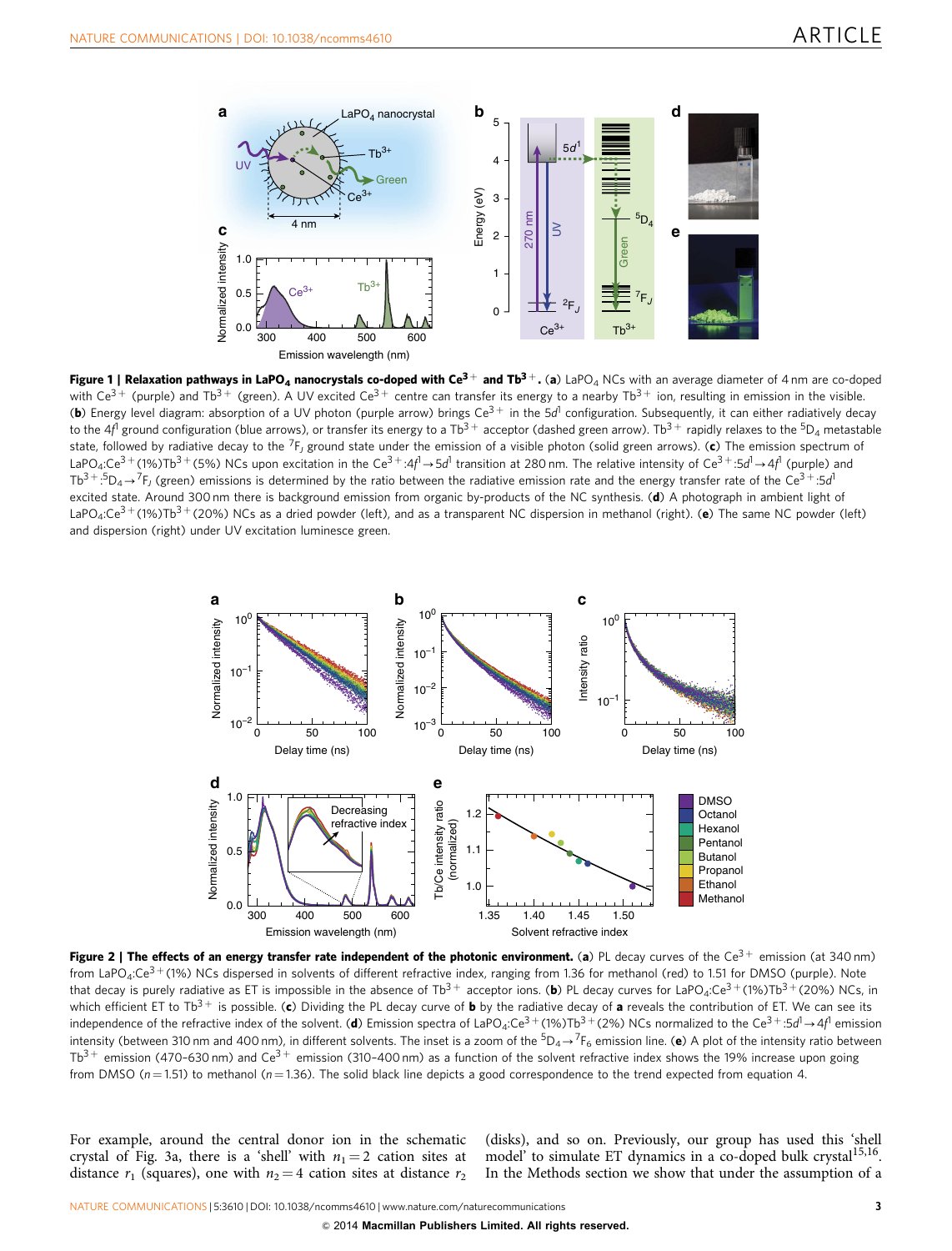**Figure 1 | Relaxation pathways in $LaPO_4$ nanocrystals co-doped with $Ce^{3+}$ and $Tb^{3+}$.** (**a**) $LaPO_4$ NCs with an average diameter of 4 nm are co-doped with $Ce^{3+}$ (purple) and $Tb^{3+}$ (green). A UV excited $Ce^{3+}$ centre can transfer its energy to a nearby $Tb^{3+}$ ion, resulting in emission in the visible. (**b**) Energy level diagram: absorption of a UV photon (purple arrow) brings $Ce^{3+}$ in the $5d^1$ configuration. Subsequently, it can either radiatively decay to the $4f^1$ ground configuration (blue arrows), or transfer its energy to a $Tb^{3+}$ acceptor (dashed green arrow). $Tb^{3+}$ rapidly relaxes to the $^5D_4$ metastable state, followed by radiative decay to the $^7F_J$ ground state under the emission of a visible photon (solid green arrows). (**c**) The emission spectrum of $LaPO_4$:$Ce^{3+}$(1%)$Tb^{3+}$(5%) NCs upon excitation in the $Ce^{3+}$:$4f^1 \rightarrow 5d^1$ transition at 280 nm. The relative intensity of $Ce^{3+}$:$5d^1 \rightarrow 4f^1$ (purple) and $Tb^{3+}$:$^5D_4 \rightarrow {}^7F_J$ (green) emissions is determined by the ratio between the radiative emission rate and the energy transfer rate of the $Ce^{3+}$:$5d^1$ excited state. Around 300 nm there is background emission from organic by-products of the NC synthesis. (**d**) A photograph in ambient light of $LaPO_4$:$Ce^{3+}$(1%)$Tb^{3+}$(20%) NCs as a dried powder (left), and as a transparent NC dispersion in methanol (right). (**e**) The same NC powder (left) and dispersion (right) under UV excitation luminesce green.

**Figure 2 | The effects of an energy transfer rate independent of the photonic environment.** (**a**) PL decay curves of the $Ce^{3+}$ emission (at 340 nm) from $LaPO_4$:$Ce^{3+}$(1%) NCs dispersed in solvents of different refractive index, ranging from 1.36 for methanol (red) to 1.51 for DMSO (purple). Note that decay is purely radiative as ET is impossible in the absence of $Tb^{3+}$ acceptor ions. (**b**) PL decay curves for $LaPO_4$:$Ce^{3+}$(1%)$Tb^{3+}$(20%) NCs, in which efficient ET to $Tb^{3+}$ is possible. (**c**) Dividing the PL decay curve of **b** by the radiative decay of **a** reveals the contribution of ET. We can see its independence of the refractive index of the solvent. (**d**) Emission spectra of $LaPO_4$:$Ce^{3+}$(1%)$Tb^{3+}$(2%) NCs normalized to the $Ce^{3+}$:$5d^1 \rightarrow 4f^1$ emission intensity (between 310 nm and 400 nm), in different solvents. The inset is a zoom of the $^5D_4 \rightarrow {}^7F_6$ emission line. (**e**) A plot of the intensity ratio between $Tb^{3+}$ emission (470–630 nm) and $Ce^{3+}$ emission (310–400 nm) as a function of the solvent refractive index shows the 19% increase upon going from DMSO ($n = 1.51$) to methanol ($n = 1.36$). The solid black line depicts a good correspondence to the trend expected from equation 4.

For example, around the central donor ion in the schematic crystal of Fig. 3a, there is a 'shell' with $n_1 = 2$ cation sites at distance $r_1$ (squares), one with $n_2 = 4$ cation sites at distance $r_2$ (disks), and so on. Previously, our group has used this 'shell model' to simulate ET dynamics in a co-doped bulk crystal[15,16]. In the Methods section we show that under the assumption of a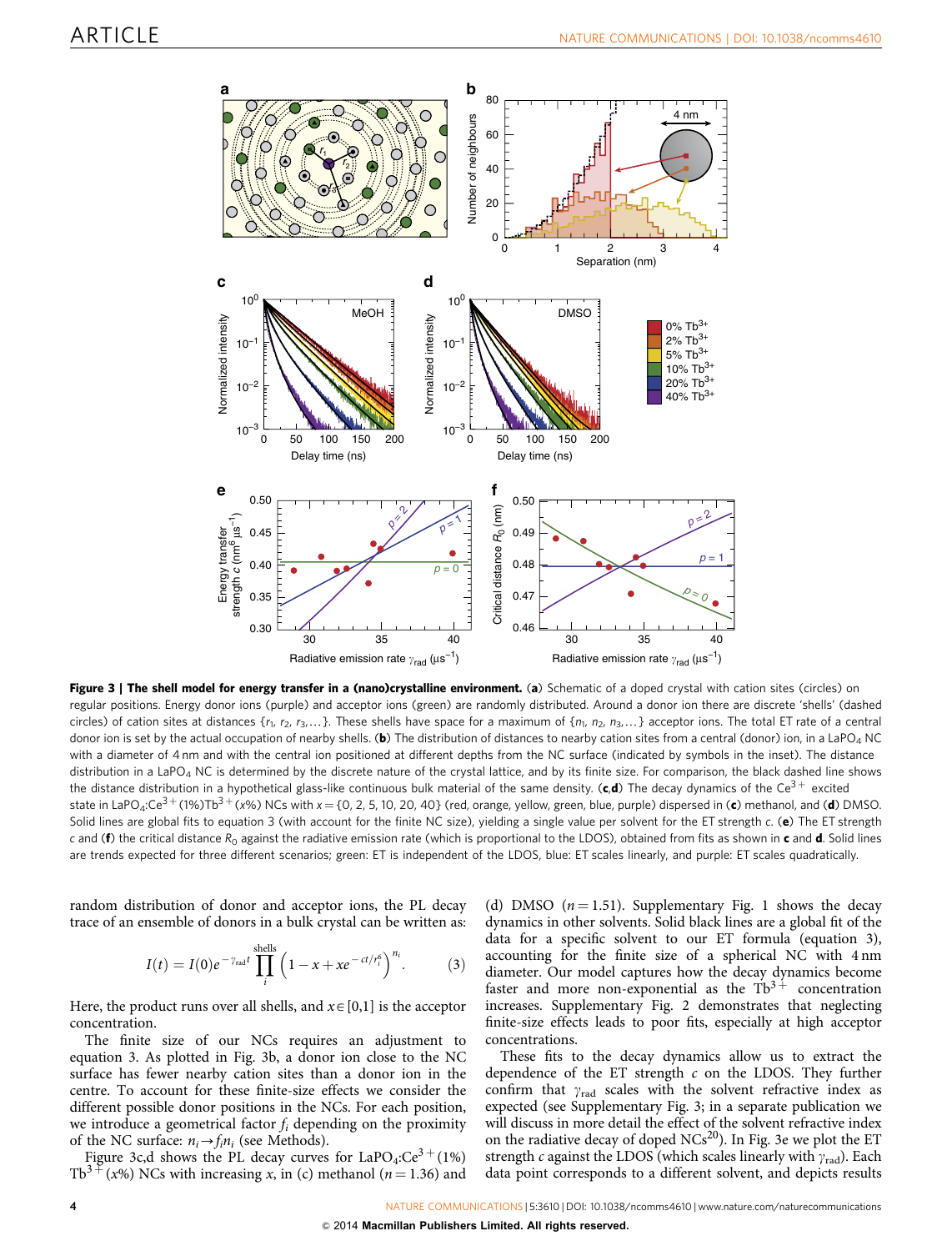**Figure 3 | The shell model for energy transfer in a (nano)crystalline environment.** (**a**) Schematic of a doped crystal with cation sites (circles) on regular positions. Energy donor ions (purple) and acceptor ions (green) are randomly distributed. Around a donor ion there are discrete 'shells' (dashed circles) of cation sites at distances $\{r_1, r_2, r_3, \ldots\}$. These shells have space for a maximum of $\{n_1, n_2, n_3, \ldots\}$ acceptor ions. The total ET rate of a central donor ion is set by the actual occupation of nearby shells. (**b**) The distribution of distances to nearby cation sites from a central (donor) ion, in a $LaPO_4$ NC with a diameter of 4 nm and with the central ion positioned at different depths from the NC surface (indicated by symbols in the inset). The distance distribution in a $LaPO_4$ NC is determined by the discrete nature of the crystal lattice, and by its finite size. For comparison, the black dashed line shows the distance distribution in a hypothetical glass-like continuous bulk material of the same density. (**c**,**d**) The decay dynamics of the $Ce^{3+}$ excited state in $LaPO_4$:$Ce^{3+}$(1%)$Tb^{3+}$($x$%) NCs with $x = \{0, 2, 5, 10, 20, 40\}$ (red, orange, yellow, green, blue, purple) dispersed in (**c**) methanol, and (**d**) DMSO. Solid lines are global fits to equation 3 (with account for the finite NC size), yielding a single value per solvent for the ET strength $c$. (**e**) The ET strength $c$ and (**f**) the critical distance $R_0$ against the radiative emission rate (which is proportional to the LDOS), obtained from fits as shown in **c** and **d**. Solid lines are trends expected for three different scenarios; green: ET is independent of the LDOS, blue: ET scales linearly, and purple: ET scales quadratically.

random distribution of donor and acceptor ions, the PL decay trace of an ensemble of donors in a bulk crystal can be written as:

$$I(t) = I(0)e^{-\gamma_{\rm rad}t}\prod_{i}^{\rm shells}\left(1 - x + xe^{-ct/r_i^6}\right)^{n_i}. \qquad (3)$$

Here, the product runs over all shells, and $x \in [0,1]$ is the acceptor concentration.

The finite size of our NCs requires an adjustment to equation 3. As plotted in Fig. 3b, a donor ion close to the NC surface has fewer nearby cation sites than a donor ion in the centre. To account for these finite-size effects we consider the different possible donor positions in the NCs. For each position, we introduce a geometrical factor $f_i$ depending on the proximity of the NC surface: $n_i \rightarrow f_i n_i$ (see Methods).

Figure 3c,d shows the PL decay curves for $LaPO_4$:$Ce^{3+}$(1%) $Tb^{3+}$($x$%) NCs with increasing $x$, in (c) methanol ($n = 1.36$) and (d) DMSO ($n = 1.51$). Supplementary Fig. 1 shows the decay dynamics in other solvents. Solid black lines are a global fit of the data for a specific solvent to our ET formula (equation 3), accounting for the finite size of a spherical NC with 4 nm diameter. Our model captures how the decay dynamics become faster and more non-exponential as the $Tb^{3+}$ concentration increases. Supplementary Fig. 2 demonstrates that neglecting finite-size effects leads to poor fits, especially at high acceptor concentrations.

These fits to the decay dynamics allow us to extract the dependence of the ET strength $c$ on the LDOS. They further confirm that $\gamma_{\rm rad}$ scales with the solvent refractive index as expected (see Supplementary Fig. 3; in a separate publication we will discuss in more detail the effect of the solvent refractive index on the radiative decay of doped NCs[20]). In Fig. 3e we plot the ET strength $c$ against the LDOS (which scales linearly with $\gamma_{\rm rad}$). Each data point corresponds to a different solvent, and depicts results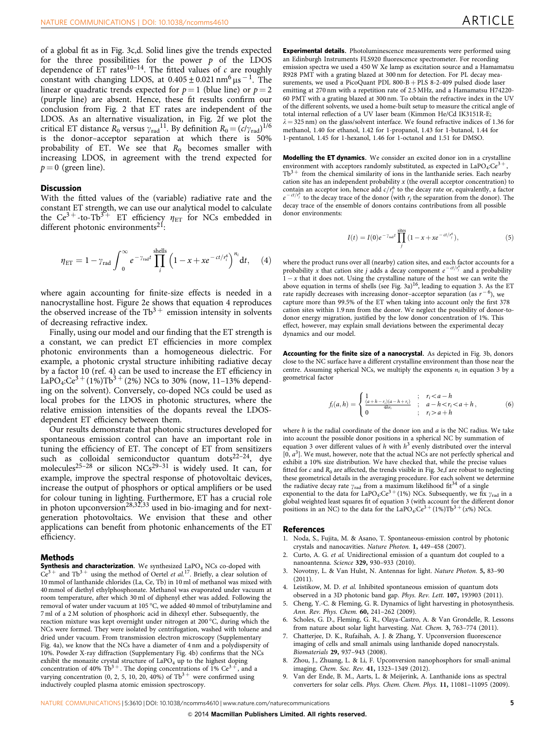of a global fit as in Fig. 3c,d. Solid lines give the trends expected for the three possibilities for the power $p$ of the LDOS dependence of ET rates[10–14]. The fitted values of $c$ are roughly constant with changing LDOS, at $0.405 \pm 0.021\ \mathrm{nm}^6\,\mu\mathrm{s}^{-1}$. The linear or quadratic trends expected for $p = 1$ (blue line) or $p = 2$ (purple line) are absent. Hence, these fit results confirm our conclusion from Fig. 2 that ET rates are independent of the LDOS. As an alternative visualization, in Fig. 2f we plot the critical ET distance $R_0$ versus $\gamma_{\mathrm{rad}}$[11]. By definition $R_0 = (c/\gamma_{\mathrm{rad}})^{1/6}$ is the donor–acceptor separation at which there is 50% probability of ET. We see that $R_0$ becomes smaller with increasing LDOS, in agreement with the trend expected for $p = 0$ (green line).

## Discussion

With the fitted values of the (variable) radiative rate and the constant ET strength, we can use our analytical model to calculate the $Ce^{3+}$-to-$Tb^{3+}$ ET efficiency $\eta_{\mathrm{ET}}$ for NCs embedded in different photonic environments[21]:

$$\eta_{\mathrm{ET}} = 1 - \gamma_{\mathrm{rad}} \int_0^{\infty} e^{-\gamma_{\mathrm{rad}} t} \prod_i^{\text{shells}} \left(1 - x + x e^{-ct/r_i^6}\right)^{n_i} \mathrm{d}t, \quad (4)$$

where again accounting for finite-size effects is needed in a nanocrystalline host. Figure 2e shows that equation 4 reproduces the observed increase of the $Tb^{3+}$ emission intensity in solvents of decreasing refractive index.

Finally, using our model and our finding that the ET strength is a constant, we can predict ET efficiencies in more complex photonic environments than a homogeneous dielectric. For example, a photonic crystal structure inhibiting radiative decay by a factor 10 (ref. 4) can be used to increase the ET efficiency in $LaPO_4$:$Ce^{3+}$(1%)$Tb^{3+}$(2%) NCs to 30% (now, 11–13% depending on the solvent). Conversely, co-doped NCs could be used as local probes for the LDOS in photonic structures, where the relative emission intensities of the dopants reveal the LDOS-dependent ET efficiency between them.

Our results demonstrate that photonic structures developed for spontaneous emission control can have an important role in tuning the efficiency of ET. The concept of ET from sensitizers such as colloidal semiconductor quantum dots[22–24], dye molecules[25–28] or silicon NCs[29–31] is widely used. It can, for example, improve the spectral response of photovoltaic devices, increase the output of phosphors or optical amplifiers or be used for colour tuning in lighting. Furthermore, ET has a crucial role in photon upconversion[28,32,33] used in bio-imaging and for next-generation photovoltaics. We envision that these and other applications can benefit from photonic enhancements of the ET efficiency.

## Methods

**Synthesis and characterization.** We synthesized $LaPO_4$ NCs co-doped with $Ce^{3+}$ and $Tb^{3+}$ using the method of Oertel *et al.*[17]. Briefly, a clear solution of 10 mmol of lanthanide chlorides (La, Ce, Tb) in 10 ml of methanol was mixed with 40 mmol of diethyl ethylphosphonate. Methanol was evaporated under vacuum at room temperature, after which 30 ml of diphenyl ether was added. Following the removal of water under vacuum at 105 °C, we added 40 mmol of tributylamine and 7 ml of a 2 M solution of phosphoric acid in dihexyl ether. Subsequently, the reaction mixture was kept overnight under nitrogen at 200 °C, during which the NCs were formed. They were isolated by centrifugation, washed with toluene and dried under vacuum. From transmission electron microscopy (Supplementary Fig. 4a), we know that the NCs have a diameter of 4 nm and a polydispersity of 10%. Powder X-ray diffraction (Supplementary Fig. 4b) confirms that the NCs exhibit the monazite crystal structure of $LaPO_4$ up to the highest doping concentration of 40% $Tb^{3+}$. The doping concentrations of 1% $Ce^{3+}$, and a varying concentration (0, 2, 5, 10, 20, 40%) of $Tb^{3+}$ were confirmed using inductively coupled plasma atomic emission spectroscopy.

**Experimental details.** Photoluminescence measurements were performed using an Edinburgh Instruments FLS920 fluorescence spectrometer. For recording emission spectra we used a 450 W Xe lamp as excitation source and a Hamamatsu R928 PMT with a grating blazed at 300 nm for detection. For PL decay measurements, we used a PicoQuant PDL 800-B + PLS 8-2-409 pulsed diode laser emitting at 270 nm with a repetition rate of 2.5 MHz, and a Hamamatsu H74220-60 PMT with a grating blazed at 300 nm. To obtain the refractive index in the UV of the different solvents, we used a home-built setup to measure the critical angle of total internal reflection of a UV laser beam (Kimmon He/Cd IK3151R-E; $\lambda = 325$ nm) on the glass/solvent interface. We found refractive indices of 1.36 for methanol, 1.40 for ethanol, 1.42 for 1-propanol, 1.43 for 1-butanol, 1.44 for 1-pentanol, 1.45 for 1-hexanol, 1.46 for 1-octanol and 1.51 for DMSO.

**Modelling the ET dynamics.** We consider an excited donor ion in a crystalline environment with acceptors randomly substituted, as expected in $LaPO_4$:$Ce^{3+}$, $Tb^{3+}$ from the chemical similarity of ions in the lanthanide series. Each nearby cation site has an independent probability $x$ (the overall acceptor concentration) to contain an acceptor ion, hence add $c/r_j^6$ to the decay rate or, equivalently, a factor $e^{-ct/r_j^6}$ to the decay trace of the donor (with $r_j$ the separation from the donor). The decay trace of the ensemble of donors contains contributions from all possible donor environments:

$$I(t) = I(0)e^{-\gamma_{\mathrm{rad}} t} \prod_j^{\text{sites}} \left(1 - x + x e^{-ct/r_j^6}\right), \quad (5)$$

where the product runs over all (nearby) cation sites, and each factor accounts for a probability $x$ that cation site $j$ adds a decay component $e^{-ct/r_j^6}$ and a probability $1 - x$ that it does not. Using the crystalline nature of the host we can write the above equation in terms of shells (see Fig. 3a)[16], leading to equation 3. As the ET rate rapidly decreases with increasing donor–acceptor separation (as $r^{-6}$), we capture more than 99.5% of the ET when taking into account only the first 378 cation sites within 1.9 nm from the donor. We neglect the possibility of donor-to-donor energy migration, justified by the low donor concentration of 1%. This effect, however, may explain small deviations between the experimental decay dynamics and our model.

**Accounting for the finite size of a nanocrystal.** As depicted in Fig. 3b, donors close to the NC surface have a different crystalline environment than those near the centre. Assuming spherical NCs, we multiply the exponents $n_i$ in equation 3 by a geometrical factor

$$f_i(a,h) = \begin{cases} 1 & ; \quad r_i < a - h \\ \frac{(a+h-r_i)(a-h+r_i)}{4hr_i} & ; \quad a - h < r_i < a + h \\ 0 & ; \quad r_i > a + h \end{cases}, \quad (6)$$

where $h$ is the radial coordinate of the donor ion and $a$ is the NC radius. We take into account the possible donor positions in a spherical NC by summation of equation 3 over different values of $h$ with $h^3$ evenly distributed over the interval $[0, a^3]$. We must, however, note that the actual NCs are not perfectly spherical and exhibit a 10% size distribution. We have checked that, while the precise values fitted for $c$ and $R_0$ are affected, the trends visible in Fig. 3e,f are robust to neglecting these geometrical details in the averaging procedure. For each solvent we determine the radiative decay rate $\gamma_{\mathrm{rad}}$ from a maximum likelihood fit[34] of a single exponential to the data for $LaPO_4$:$Ce^{3+}$(1%) NCs. Subsequently, we fix $\gamma_{\mathrm{rad}}$ in a global weighted least squares fit of equation 3 (with account for the different donor positions in an NC) to the data for the $LaPO_4$:$Ce^{3+}$(1%)$Tb^{3+}$($x$%) NCs.

## References

1. Noda, S., Fujita, M. & Asano, T. Spontaneous-emission control by photonic crystals and nanocavities. *Nature Photon.* **1,** 449–458 (2007).
2. Curto, A. G. *et al.* Unidirectional emission of a quantum dot coupled to a nanoantenna. *Science* **329,** 930–933 (2010).
3. Novotny, L. & Van Hulst, N. Antennas for light. *Nature Photon.* **5,** 83–90 (2011).
4. Leistikow, M. D. *et al.* Inhibited spontaneous emission of quantum dots observed in a 3D photonic band gap. *Phys. Rev. Lett.* **107,** 193903 (2011).
5. Cheng, Y.-C. & Fleming, G. R. Dynamics of light harvesting in photosynthesis. *Ann. Rev. Phys. Chem.* **60,** 241–262 (2009).
6. Scholes, G. D., Fleming, G. R., Olaya-Castro, A. & Van Grondelle, R. Lessons from nature about solar light harvesting. *Nat. Chem.* **3,** 763–774 (2011).
7. Chatterjee, D. K., Rufaihah, A. J. & Zhang, Y. Upconversion fluorescence imaging of cells and small animals using lanthanide doped nanocrystals. *Biomaterials* **29,** 937–943 (2008).
8. Zhou, J., Zhuang, L. & Li, F. Upconversion nanophosphors for small-animal imaging. *Chem. Soc. Rev.* **41,** 1323–1349 (2012).
9. Van der Ende, B. M., Aarts, L. & Meijerink, A. Lanthanide ions as spectral converters for solar cells. *Phys. Chem. Chem. Phys.* **11,** 11081–11095 (2009).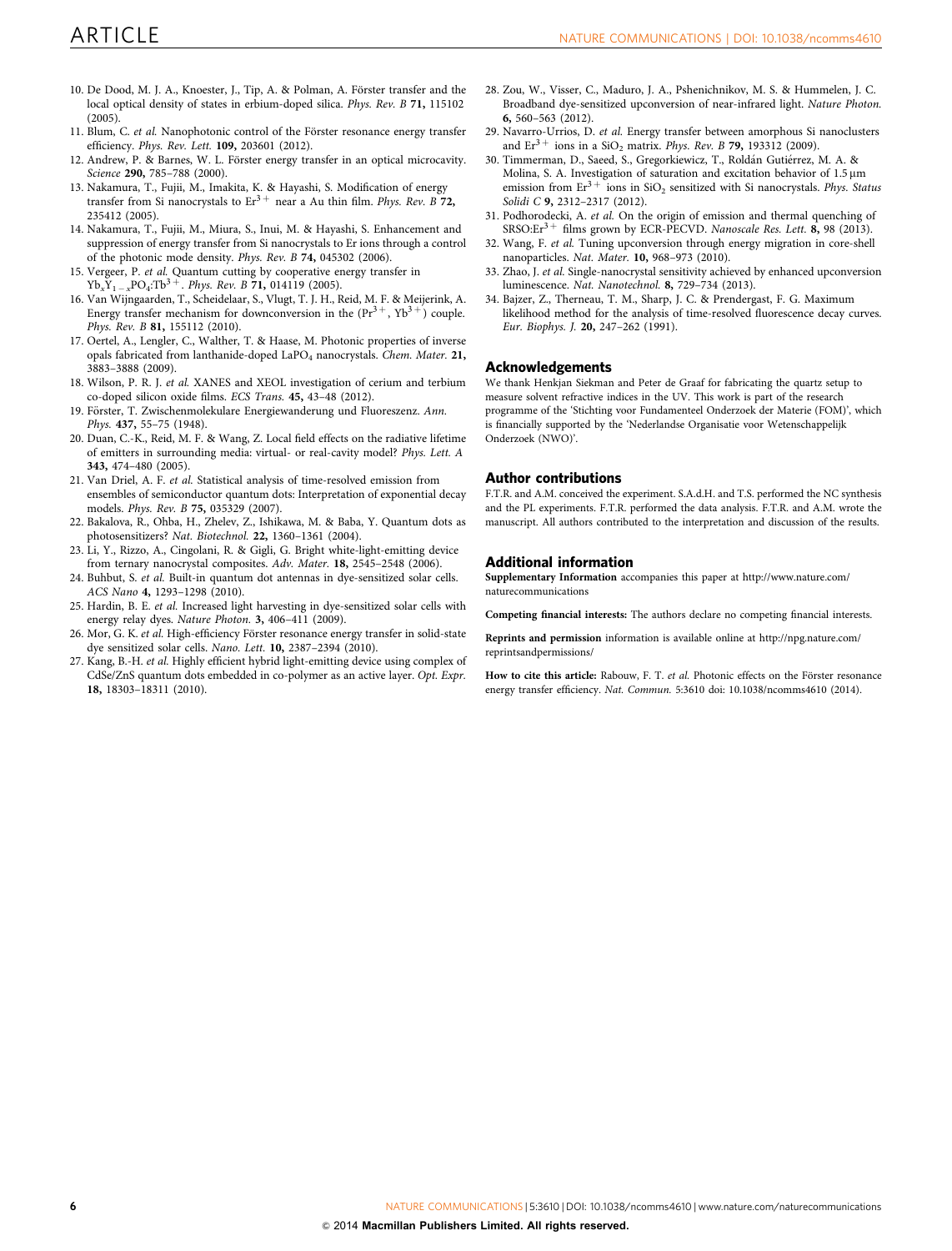10. De Dood, M. J. A., Knoester, J., Tip, A. & Polman, A. Förster transfer and the local optical density of states in erbium-doped silica. *Phys. Rev. B* **71,** 115102 (2005).
11. Blum, C. *et al.* Nanophotonic control of the Förster resonance energy transfer efficiency. *Phys. Rev. Lett.* **109,** 203601 (2012).
12. Andrew, P. & Barnes, W. L. Förster energy transfer in an optical microcavity. *Science* **290,** 785–788 (2000).
13. Nakamura, T., Fujii, M., Imakita, K. & Hayashi, S. Modification of energy transfer from Si nanocrystals to $Er^{3+}$ near a Au thin film. *Phys. Rev. B* **72,** 235412 (2005).
14. Nakamura, T., Fujii, M., Miura, S., Inui, M. & Hayashi, S. Enhancement and suppression of energy transfer from Si nanocrystals to Er ions through a control of the photonic mode density. *Phys. Rev. B* **74,** 045302 (2006).
15. Vergeer, P. *et al.* Quantum cutting by cooperative energy transfer in $Yb_xY_{1-x}PO_4$:$Tb^{3+}$. *Phys. Rev. B* **71,** 014119 (2005).
16. Van Wijngaarden, T., Scheidelaar, S., Vlugt, T. J. H., Reid, M. F. & Meijerink, A. Energy transfer mechanism for downconversion in the ($Pr^{3+}$, $Yb^{3+}$) couple. *Phys. Rev. B* **81,** 155112 (2010).
17. Oertel, A., Lengler, C., Walther, T. & Haase, M. Photonic properties of inverse opals fabricated from lanthanide-doped $LaPO_4$ nanocrystals. *Chem. Mater.* **21,** 3883–3888 (2009).
18. Wilson, P. R. J. *et al.* XANES and XEOL investigation of cerium and terbium co-doped silicon oxide films. *ECS Trans.* **45,** 43–48 (2012).
19. Förster, T. Zwischenmolekulare Energiewanderung und Fluoreszenz. *Ann. Phys.* **437,** 55–75 (1948).
20. Duan, C.-K., Reid, M. F. & Wang, Z. Local field effects on the radiative lifetime of emitters in surrounding media: virtual- or real-cavity model? *Phys. Lett. A* **343,** 474–480 (2005).
21. Van Driel, A. F. *et al.* Statistical analysis of time-resolved emission from ensembles of semiconductor quantum dots: Interpretation of exponential decay models. *Phys. Rev. B* **75,** 035329 (2007).
22. Bakalova, R., Ohba, H., Zhelev, Z., Ishikawa, M. & Baba, Y. Quantum dots as photosensitizers? *Nat. Biotechnol.* **22,** 1360–1361 (2004).
23. Li, Y., Rizzo, A., Cingolani, R. & Gigli, G. Bright white-light-emitting device from ternary nanocrystal composites. *Adv. Mater.* **18,** 2545–2548 (2006).
24. Buhbut, S. *et al.* Built-in quantum dot antennas in dye-sensitized solar cells. *ACS Nano* **4,** 1293–1298 (2010).
25. Hardin, B. E. *et al.* Increased light harvesting in dye-sensitized solar cells with energy relay dyes. *Nature Photon.* **3,** 406–411 (2009).
26. Mor, G. K. *et al.* High-efficiency Förster resonance energy transfer in solid-state dye sensitized solar cells. *Nano. Lett.* **10,** 2387–2394 (2010).
27. Kang, B.-H. *et al.* Highly efficient hybrid light-emitting device using complex of CdSe/ZnS quantum dots embedded in co-polymer as an active layer. *Opt. Expr.* **18,** 18303–18311 (2010).
28. Zou, W., Visser, C., Maduro, J. A., Pshenichnikov, M. S. & Hummelen, J. C. Broadband dye-sensitized upconversion of near-infrared light. *Nature Photon.* **6,** 560–563 (2012).
29. Navarro-Urrios, D. *et al.* Energy transfer between amorphous Si nanoclusters and $Er^{3+}$ ions in a $SiO_2$ matrix. *Phys. Rev. B* **79,** 193312 (2009).
30. Timmerman, D., Saeed, S., Gregorkiewicz, T., Roldán Gutiérrez, M. A. & Molina, S. A. Investigation of saturation and excitation behavior of 1.5 μm emission from $Er^{3+}$ ions in $SiO_2$ sensitized with Si nanocrystals. *Phys. Status Solidi C* **9,** 2312–2317 (2012).
31. Podhorodecki, A. *et al.* On the origin of emission and thermal quenching of SRSO:$Er^{3+}$ films grown by ECR-PECVD. *Nanoscale Res. Lett.* **8,** 98 (2013).
32. Wang, F. *et al.* Tuning upconversion through energy migration in core-shell nanoparticles. *Nat. Mater.* **10,** 968–973 (2010).
33. Zhao, J. *et al.* Single-nanocrystal sensitivity achieved by enhanced upconversion luminescence. *Nat. Nanotechnol.* **8,** 729–734 (2013).
34. Bajzer, Z., Therneau, T. M., Sharp, J. C. & Prendergast, F. G. Maximum likelihood method for the analysis of time-resolved fluorescence decay curves. *Eur. Biophys. J.* **20,** 247–262 (1991).

## Acknowledgements

We thank Henkjan Siekman and Peter de Graaf for fabricating the quartz setup to measure solvent refractive indices in the UV. This work is part of the research programme of the 'Stichting voor Fundamenteel Onderzoek der Materie (FOM)', which is financially supported by the 'Nederlandse Organisatie voor Wetenschappelijk Onderzoek (NWO)'.

## Author contributions

F.T.R. and A.M. conceived the experiment. S.A.d.H. and T.S. performed the NC synthesis and the PL experiments. F.T.R. performed the data analysis. F.T.R. and A.M. wrote the manuscript. All authors contributed to the interpretation and discussion of the results.

## Additional information

**Supplementary Information** accompanies this paper at http://www.nature.com/naturecommunications

**Competing financial interests:** The authors declare no competing financial interests.

**Reprints and permission** information is available online at http://npg.nature.com/reprintsandpermissions/

**How to cite this article:** Rabouw, F. T. *et al.* Photonic effects on the Förster resonance energy transfer efficiency. *Nat. Commun.* 5:3610 doi: 10.1038/ncomms4610 (2014).